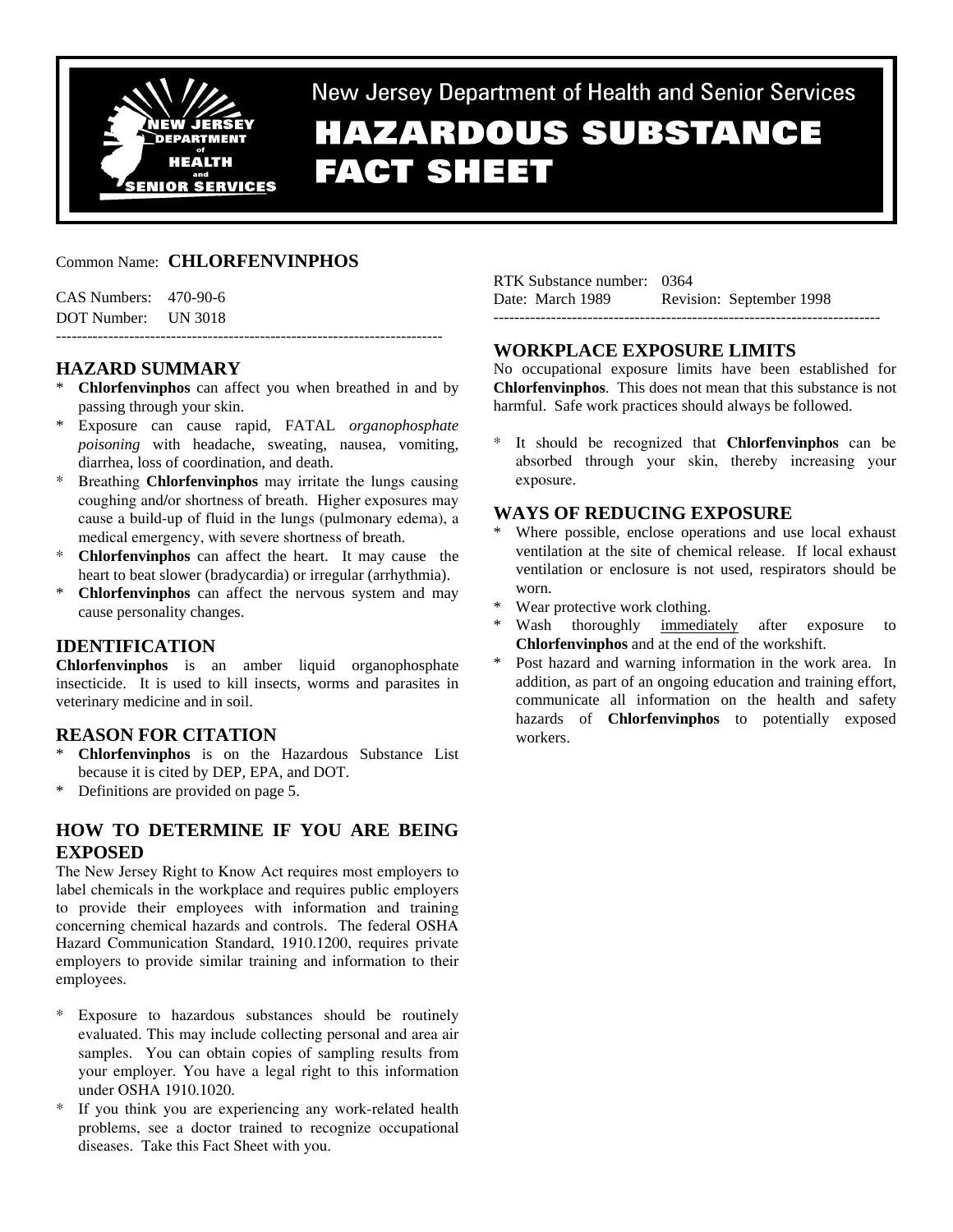New Jersey Department of Health and Senior Services

# HAZARDOUS SUBSTANCE FACT SHEET

Common Name: **CHLORFENVINPHOS**

CAS Numbers: 470-90-6
DOT Number: UN 3018

RTK Substance number: 0364
Date: March 1989 Revision: September 1998

---

## HAZARD SUMMARY

* **Chlorfenvinphos** can affect you when breathed in and by passing through your skin.
* Exposure can cause rapid, FATAL *organophosphate poisoning* with headache, sweating, nausea, vomiting, diarrhea, loss of coordination, and death.
* Breathing **Chlorfenvinphos** may irritate the lungs causing coughing and/or shortness of breath. Higher exposures may cause a build-up of fluid in the lungs (pulmonary edema), a medical emergency, with severe shortness of breath.
* **Chlorfenvinphos** can affect the heart. It may cause the heart to beat slower (bradycardia) or irregular (arrhythmia).
* **Chlorfenvinphos** can affect the nervous system and may cause personality changes.

## IDENTIFICATION

**Chlorfenvinphos** is an amber liquid organophosphate insecticide. It is used to kill insects, worms and parasites in veterinary medicine and in soil.

## REASON FOR CITATION

* **Chlorfenvinphos** is on the Hazardous Substance List because it is cited by DEP, EPA, and DOT.
* Definitions are provided on page 5.

## HOW TO DETERMINE IF YOU ARE BEING EXPOSED

The New Jersey Right to Know Act requires most employers to label chemicals in the workplace and requires public employers to provide their employees with information and training concerning chemical hazards and controls. The federal OSHA Hazard Communication Standard, 1910.1200, requires private employers to provide similar training and information to their employees.

* Exposure to hazardous substances should be routinely evaluated. This may include collecting personal and area air samples. You can obtain copies of sampling results from your employer. You have a legal right to this information under OSHA 1910.1020.
* If you think you are experiencing any work-related health problems, see a doctor trained to recognize occupational diseases. Take this Fact Sheet with you.

## WORKPLACE EXPOSURE LIMITS

No occupational exposure limits have been established for **Chlorfenvinphos**. This does not mean that this substance is not harmful. Safe work practices should always be followed.

* It should be recognized that **Chlorfenvinphos** can be absorbed through your skin, thereby increasing your exposure.

## WAYS OF REDUCING EXPOSURE

* Where possible, enclose operations and use local exhaust ventilation at the site of chemical release. If local exhaust ventilation or enclosure is not used, respirators should be worn.
* Wear protective work clothing.
* Wash thoroughly <u>immediately</u> after exposure to **Chlorfenvinphos** and at the end of the workshift.
* Post hazard and warning information in the work area. In addition, as part of an ongoing education and training effort, communicate all information on the health and safety hazards of **Chlorfenvinphos** to potentially exposed workers.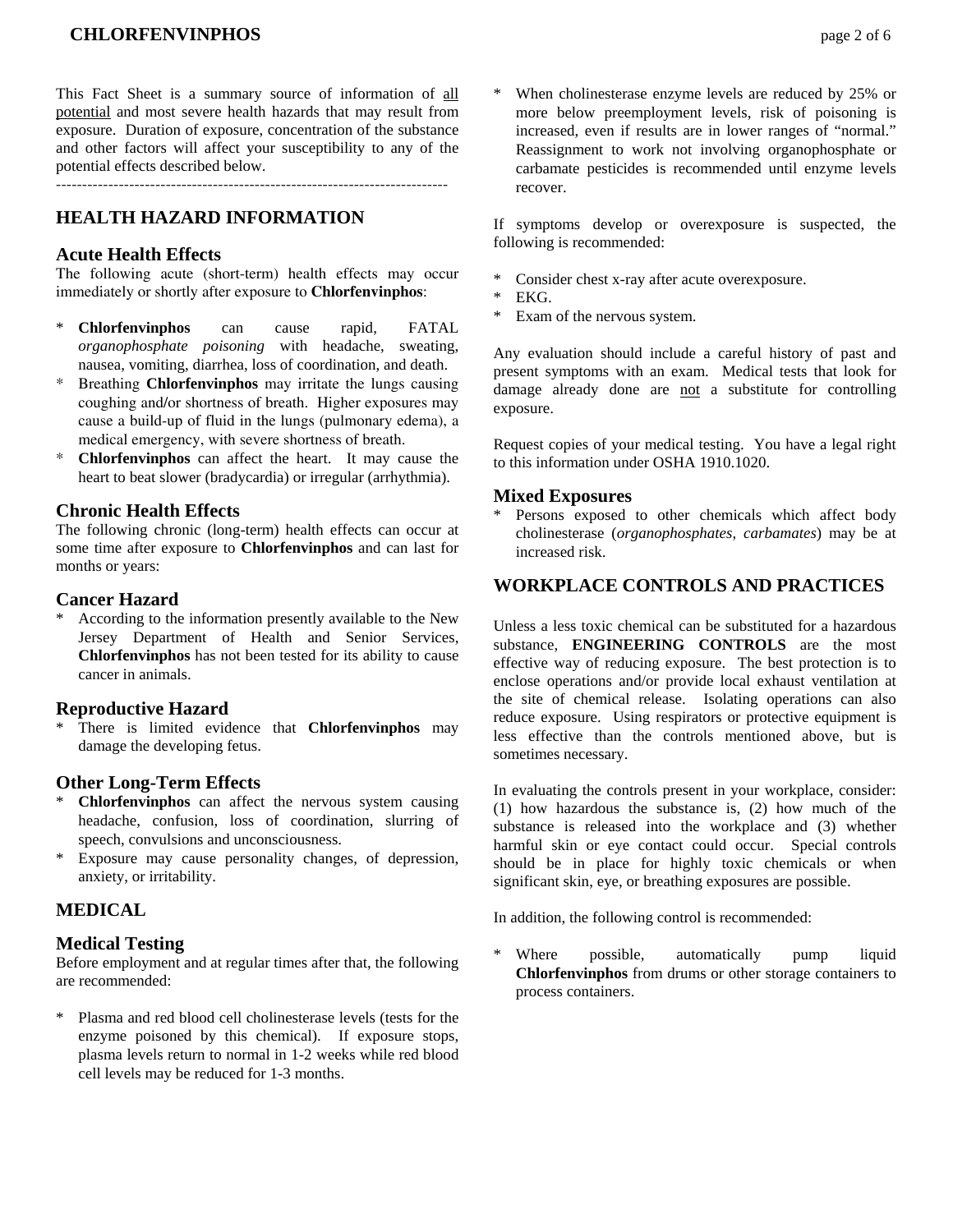This Fact Sheet is a summary source of information of all potential and most severe health hazards that may result from exposure. Duration of exposure, concentration of the substance and other factors will affect your susceptibility to any of the potential effects described below.

---------------------------------------------------------------------------

## HEALTH HAZARD INFORMATION

### Acute Health Effects

The following acute (short-term) health effects may occur immediately or shortly after exposure to **Chlorfenvinphos**:

* **Chlorfenvinphos** can cause rapid, FATAL *organophosphate poisoning* with headache, sweating, nausea, vomiting, diarrhea, loss of coordination, and death.
* Breathing **Chlorfenvinphos** may irritate the lungs causing coughing and/or shortness of breath. Higher exposures may cause a build-up of fluid in the lungs (pulmonary edema), a medical emergency, with severe shortness of breath.
* **Chlorfenvinphos** can affect the heart. It may cause the heart to beat slower (bradycardia) or irregular (arrhythmia).

### Chronic Health Effects

The following chronic (long-term) health effects can occur at some time after exposure to **Chlorfenvinphos** and can last for months or years:

### Cancer Hazard

* According to the information presently available to the New Jersey Department of Health and Senior Services, **Chlorfenvinphos** has not been tested for its ability to cause cancer in animals.

### Reproductive Hazard

* There is limited evidence that **Chlorfenvinphos** may damage the developing fetus.

### Other Long-Term Effects

* **Chlorfenvinphos** can affect the nervous system causing headache, confusion, loss of coordination, slurring of speech, convulsions and unconsciousness.
* Exposure may cause personality changes, of depression, anxiety, or irritability.

## MEDICAL

### Medical Testing

Before employment and at regular times after that, the following are recommended:

* Plasma and red blood cell cholinesterase levels (tests for the enzyme poisoned by this chemical). If exposure stops, plasma levels return to normal in 1-2 weeks while red blood cell levels may be reduced for 1-3 months.
* When cholinesterase enzyme levels are reduced by 25% or more below preemployment levels, risk of poisoning is increased, even if results are in lower ranges of "normal." Reassignment to work not involving organophosphate or carbamate pesticides is recommended until enzyme levels recover.

If symptoms develop or overexposure is suspected, the following is recommended:

* Consider chest x-ray after acute overexposure.
* EKG.
* Exam of the nervous system.

Any evaluation should include a careful history of past and present symptoms with an exam. Medical tests that look for damage already done are not a substitute for controlling exposure.

Request copies of your medical testing. You have a legal right to this information under OSHA 1910.1020.

### Mixed Exposures

* Persons exposed to other chemicals which affect body cholinesterase (*organophosphates*, *carbamates*) may be at increased risk.

## WORKPLACE CONTROLS AND PRACTICES

Unless a less toxic chemical can be substituted for a hazardous substance, **ENGINEERING CONTROLS** are the most effective way of reducing exposure. The best protection is to enclose operations and/or provide local exhaust ventilation at the site of chemical release. Isolating operations can also reduce exposure. Using respirators or protective equipment is less effective than the controls mentioned above, but is sometimes necessary.

In evaluating the controls present in your workplace, consider: (1) how hazardous the substance is, (2) how much of the substance is released into the workplace and (3) whether harmful skin or eye contact could occur. Special controls should be in place for highly toxic chemicals or when significant skin, eye, or breathing exposures are possible.

In addition, the following control is recommended:

* Where possible, automatically pump liquid **Chlorfenvinphos** from drums or other storage containers to process containers.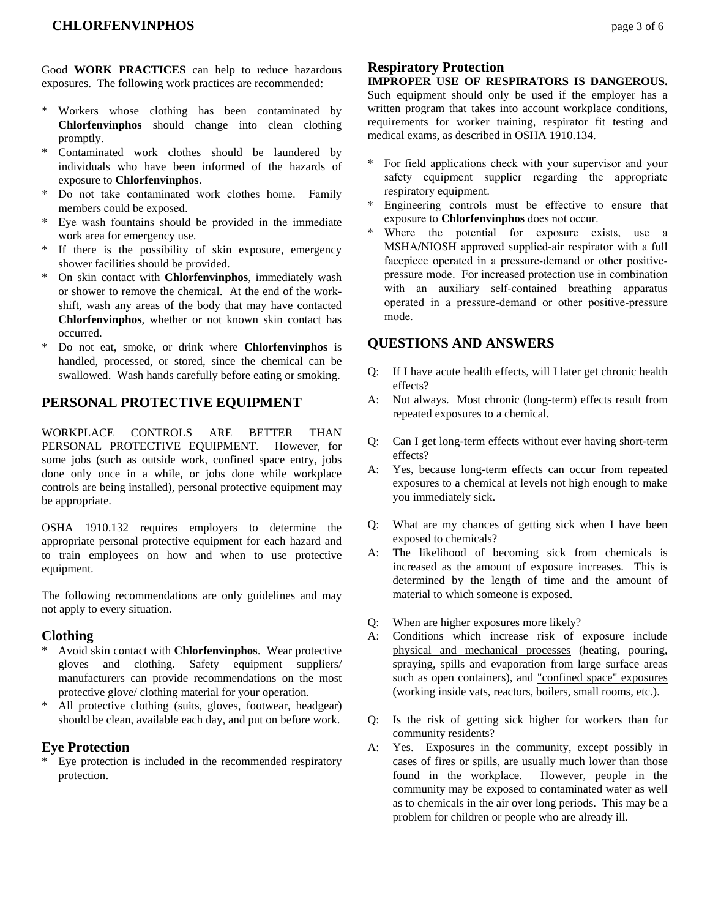Good **WORK PRACTICES** can help to reduce hazardous exposures. The following work practices are recommended:

* Workers whose clothing has been contaminated by **Chlorfenvinphos** should change into clean clothing promptly.
* Contaminated work clothes should be laundered by individuals who have been informed of the hazards of exposure to **Chlorfenvinphos**.
* Do not take contaminated work clothes home. Family members could be exposed.
* Eye wash fountains should be provided in the immediate work area for emergency use.
* If there is the possibility of skin exposure, emergency shower facilities should be provided.
* On skin contact with **Chlorfenvinphos**, immediately wash or shower to remove the chemical. At the end of the work-shift, wash any areas of the body that may have contacted **Chlorfenvinphos**, whether or not known skin contact has occurred.
* Do not eat, smoke, or drink where **Chlorfenvinphos** is handled, processed, or stored, since the chemical can be swallowed. Wash hands carefully before eating or smoking.

## PERSONAL PROTECTIVE EQUIPMENT

WORKPLACE CONTROLS ARE BETTER THAN PERSONAL PROTECTIVE EQUIPMENT. However, for some jobs (such as outside work, confined space entry, jobs done only once in a while, or jobs done while workplace controls are being installed), personal protective equipment may be appropriate.

OSHA 1910.132 requires employers to determine the appropriate personal protective equipment for each hazard and to train employees on how and when to use protective equipment.

The following recommendations are only guidelines and may not apply to every situation.

### Clothing

* Avoid skin contact with **Chlorfenvinphos**. Wear protective gloves and clothing. Safety equipment suppliers/ manufacturers can provide recommendations on the most protective glove/ clothing material for your operation.
* All protective clothing (suits, gloves, footwear, headgear) should be clean, available each day, and put on before work.

### Eye Protection

* Eye protection is included in the recommended respiratory protection.

### Respiratory Protection

**IMPROPER USE OF RESPIRATORS IS DANGEROUS.** Such equipment should only be used if the employer has a written program that takes into account workplace conditions, requirements for worker training, respirator fit testing and medical exams, as described in OSHA 1910.134.

* For field applications check with your supervisor and your safety equipment supplier regarding the appropriate respiratory equipment.
* Engineering controls must be effective to ensure that exposure to **Chlorfenvinphos** does not occur.
* Where the potential for exposure exists, use a MSHA/NIOSH approved supplied-air respirator with a full facepiece operated in a pressure-demand or other positive-pressure mode. For increased protection use in combination with an auxiliary self-contained breathing apparatus operated in a pressure-demand or other positive-pressure mode.

## QUESTIONS AND ANSWERS

Q: If I have acute health effects, will I later get chronic health effects?
A: Not always. Most chronic (long-term) effects result from repeated exposures to a chemical.

Q: Can I get long-term effects without ever having short-term effects?
A: Yes, because long-term effects can occur from repeated exposures to a chemical at levels not high enough to make you immediately sick.

Q: What are my chances of getting sick when I have been exposed to chemicals?
A: The likelihood of becoming sick from chemicals is increased as the amount of exposure increases. This is determined by the length of time and the amount of material to which someone is exposed.

Q: When are higher exposures more likely?
A: Conditions which increase risk of exposure include physical and mechanical processes (heating, pouring, spraying, spills and evaporation from large surface areas such as open containers), and "confined space" exposures (working inside vats, reactors, boilers, small rooms, etc.).

Q: Is the risk of getting sick higher for workers than for community residents?
A: Yes. Exposures in the community, except possibly in cases of fires or spills, are usually much lower than those found in the workplace. However, people in the community may be exposed to contaminated water as well as to chemicals in the air over long periods. This may be a problem for children or people who are already ill.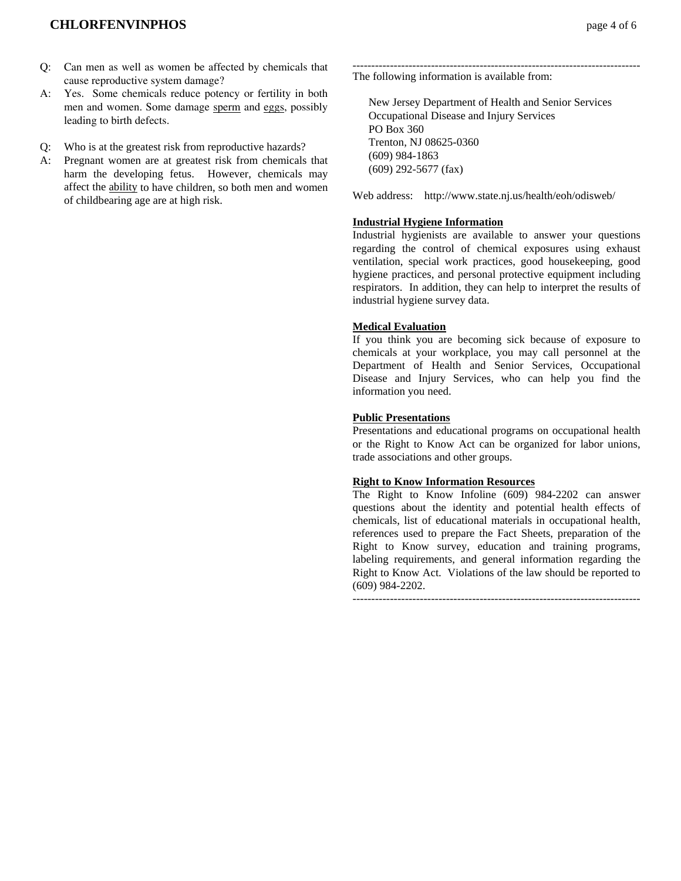Q: Can men as well as women be affected by chemicals that cause reproductive system damage?

A: Yes. Some chemicals reduce potency or fertility in both men and women. Some damage sperm and eggs, possibly leading to birth defects.

Q: Who is at the greatest risk from reproductive hazards?

A: Pregnant women are at greatest risk from chemicals that harm the developing fetus. However, chemicals may affect the ability to have children, so both men and women of childbearing age are at high risk.

---

The following information is available from:

New Jersey Department of Health and Senior Services  
Occupational Disease and Injury Services  
PO Box 360  
Trenton, NJ 08625-0360  
(609) 984-1863  
(609) 292-5677 (fax)

Web address: http://www.state.nj.us/health/eoh/odisweb/

**Industrial Hygiene Information**

Industrial hygienists are available to answer your questions regarding the control of chemical exposures using exhaust ventilation, special work practices, good housekeeping, good hygiene practices, and personal protective equipment including respirators. In addition, they can help to interpret the results of industrial hygiene survey data.

**Medical Evaluation**

If you think you are becoming sick because of exposure to chemicals at your workplace, you may call personnel at the Department of Health and Senior Services, Occupational Disease and Injury Services, who can help you find the information you need.

**Public Presentations**

Presentations and educational programs on occupational health or the Right to Know Act can be organized for labor unions, trade associations and other groups.

**Right to Know Information Resources**

The Right to Know Infoline (609) 984-2202 can answer questions about the identity and potential health effects of chemicals, list of educational materials in occupational health, references used to prepare the Fact Sheets, preparation of the Right to Know survey, education and training programs, labeling requirements, and general information regarding the Right to Know Act. Violations of the law should be reported to (609) 984-2202.

---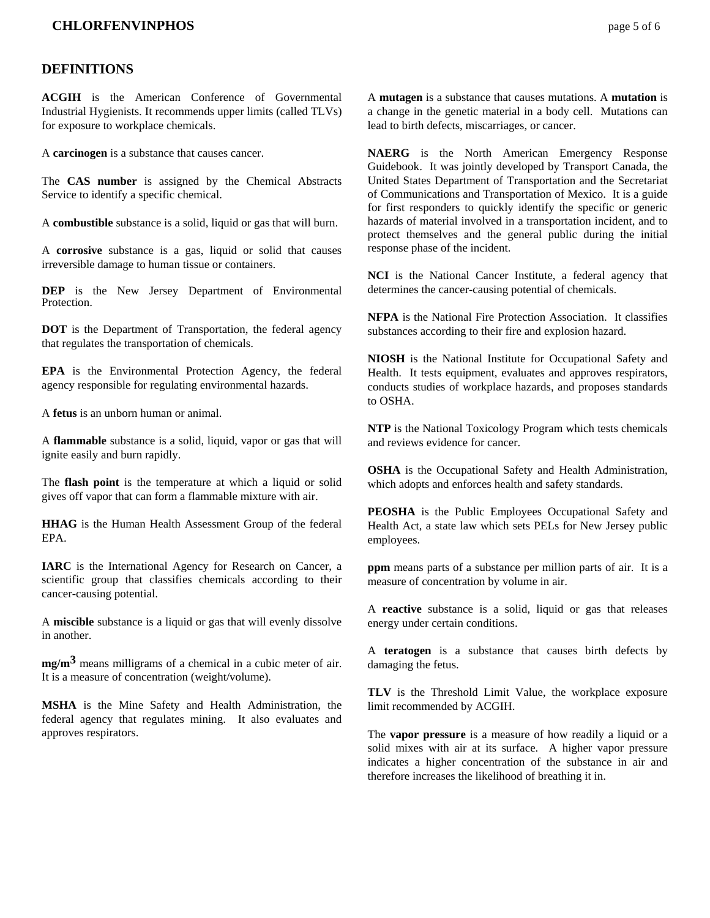## DEFINITIONS

**ACGIH** is the American Conference of Governmental Industrial Hygienists. It recommends upper limits (called TLVs) for exposure to workplace chemicals.

A **carcinogen** is a substance that causes cancer.

The **CAS number** is assigned by the Chemical Abstracts Service to identify a specific chemical.

A **combustible** substance is a solid, liquid or gas that will burn.

A **corrosive** substance is a gas, liquid or solid that causes irreversible damage to human tissue or containers.

**DEP** is the New Jersey Department of Environmental Protection.

**DOT** is the Department of Transportation, the federal agency that regulates the transportation of chemicals.

**EPA** is the Environmental Protection Agency, the federal agency responsible for regulating environmental hazards.

A **fetus** is an unborn human or animal.

A **flammable** substance is a solid, liquid, vapor or gas that will ignite easily and burn rapidly.

The **flash point** is the temperature at which a liquid or solid gives off vapor that can form a flammable mixture with air.

**HHAG** is the Human Health Assessment Group of the federal EPA.

**IARC** is the International Agency for Research on Cancer, a scientific group that classifies chemicals according to their cancer-causing potential.

A **miscible** substance is a liquid or gas that will evenly dissolve in another.

**$mg/m^3$** means milligrams of a chemical in a cubic meter of air. It is a measure of concentration (weight/volume).

**MSHA** is the Mine Safety and Health Administration, the federal agency that regulates mining. It also evaluates and approves respirators.

A **mutagen** is a substance that causes mutations. A **mutation** is a change in the genetic material in a body cell. Mutations can lead to birth defects, miscarriages, or cancer.

**NAERG** is the North American Emergency Response Guidebook. It was jointly developed by Transport Canada, the United States Department of Transportation and the Secretariat of Communications and Transportation of Mexico. It is a guide for first responders to quickly identify the specific or generic hazards of material involved in a transportation incident, and to protect themselves and the general public during the initial response phase of the incident.

**NCI** is the National Cancer Institute, a federal agency that determines the cancer-causing potential of chemicals.

**NFPA** is the National Fire Protection Association. It classifies substances according to their fire and explosion hazard.

**NIOSH** is the National Institute for Occupational Safety and Health. It tests equipment, evaluates and approves respirators, conducts studies of workplace hazards, and proposes standards to OSHA.

**NTP** is the National Toxicology Program which tests chemicals and reviews evidence for cancer.

**OSHA** is the Occupational Safety and Health Administration, which adopts and enforces health and safety standards.

**PEOSHA** is the Public Employees Occupational Safety and Health Act, a state law which sets PELs for New Jersey public employees.

**ppm** means parts of a substance per million parts of air. It is a measure of concentration by volume in air.

A **reactive** substance is a solid, liquid or gas that releases energy under certain conditions.

A **teratogen** is a substance that causes birth defects by damaging the fetus.

**TLV** is the Threshold Limit Value, the workplace exposure limit recommended by ACGIH.

The **vapor pressure** is a measure of how readily a liquid or a solid mixes with air at its surface. A higher vapor pressure indicates a higher concentration of the substance in air and therefore increases the likelihood of breathing it in.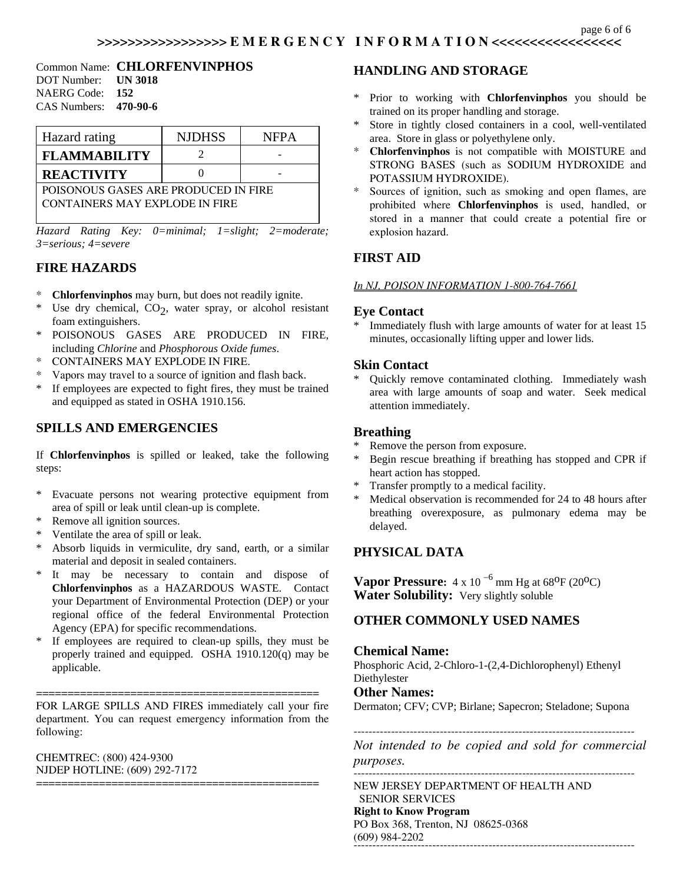# >>>>>>>>>>>>>>>>>> E M E R G E N C Y   I N F O R M A T I O N <<<<<<<<<<<<<<<<<<

Common Name: **CHLORFENVINPHOS**
DOT Number: **UN 3018**
NAERG Code: **152**
CAS Numbers: **470-90-6**

| Hazard rating | NJDHSS | NFPA |
|---|---|---|
| **FLAMMABILITY** | 2 | - |
| **REACTIVITY** | 0 | - |
| POISONOUS GASES ARE PRODUCED IN FIRE<br>CONTAINERS MAY EXPLODE IN FIRE | | |

*Hazard Rating Key: 0=minimal; 1=slight; 2=moderate; 3=serious; 4=severe*

## FIRE HAZARDS

* **Chlorfenvinphos** may burn, but does not readily ignite.
* Use dry chemical, $CO_2$, water spray, or alcohol resistant foam extinguishers.
* POISONOUS GASES ARE PRODUCED IN FIRE, including *Chlorine* and *Phosphorous Oxide fumes*.
* CONTAINERS MAY EXPLODE IN FIRE.
* Vapors may travel to a source of ignition and flash back.
* If employees are expected to fight fires, they must be trained and equipped as stated in OSHA 1910.156.

## SPILLS AND EMERGENCIES

If **Chlorfenvinphos** is spilled or leaked, take the following steps:

* Evacuate persons not wearing protective equipment from area of spill or leak until clean-up is complete.
* Remove all ignition sources.
* Ventilate the area of spill or leak.
* Absorb liquids in vermiculite, dry sand, earth, or a similar material and deposit in sealed containers.
* It may be necessary to contain and dispose of **Chlorfenvinphos** as a HAZARDOUS WASTE. Contact your Department of Environmental Protection (DEP) or your regional office of the federal Environmental Protection Agency (EPA) for specific recommendations.
* If employees are required to clean-up spills, they must be properly trained and equipped. OSHA 1910.120(q) may be applicable.

============================================

FOR LARGE SPILLS AND FIRES immediately call your fire department. You can request emergency information from the following:

CHEMTREC: (800) 424-9300
NJDEP HOTLINE: (609) 292-7172

============================================

## HANDLING AND STORAGE

* Prior to working with **Chlorfenvinphos** you should be trained on its proper handling and storage.
* Store in tightly closed containers in a cool, well-ventilated area. Store in glass or polyethylene only.
* **Chlorfenvinphos** is not compatible with MOISTURE and STRONG BASES (such as SODIUM HYDROXIDE and POTASSIUM HYDROXIDE).
* Sources of ignition, such as smoking and open flames, are prohibited where **Chlorfenvinphos** is used, handled, or stored in a manner that could create a potential fire or explosion hazard.

## FIRST AID

*In NJ, POISON INFORMATION 1-800-764-7661*

### Eye Contact

* Immediately flush with large amounts of water for at least 15 minutes, occasionally lifting upper and lower lids.

### Skin Contact

* Quickly remove contaminated clothing. Immediately wash area with large amounts of soap and water. Seek medical attention immediately.

### Breathing

* Remove the person from exposure.
* Begin rescue breathing if breathing has stopped and CPR if heart action has stopped.
* Transfer promptly to a medical facility.
* Medical observation is recommended for 24 to 48 hours after breathing overexposure, as pulmonary edema may be delayed.

## PHYSICAL DATA

**Vapor Pressure:** $4 \times 10^{-6}$ mm Hg at 68°F (20°C)
**Water Solubility:** Very slightly soluble

## OTHER COMMONLY USED NAMES

### Chemical Name:

Phosphoric Acid, 2-Chloro-1-(2,4-Dichlorophenyl) Ethenyl Diethylester

### Other Names:

Dermaton; CFV; CVP; Birlane; Sapecron; Steladone; Supona

---

*Not intended to be copied and sold for commercial purposes.*

---

NEW JERSEY DEPARTMENT OF HEALTH AND SENIOR SERVICES
**Right to Know Program**
PO Box 368, Trenton, NJ 08625-0368
(609) 984-2202